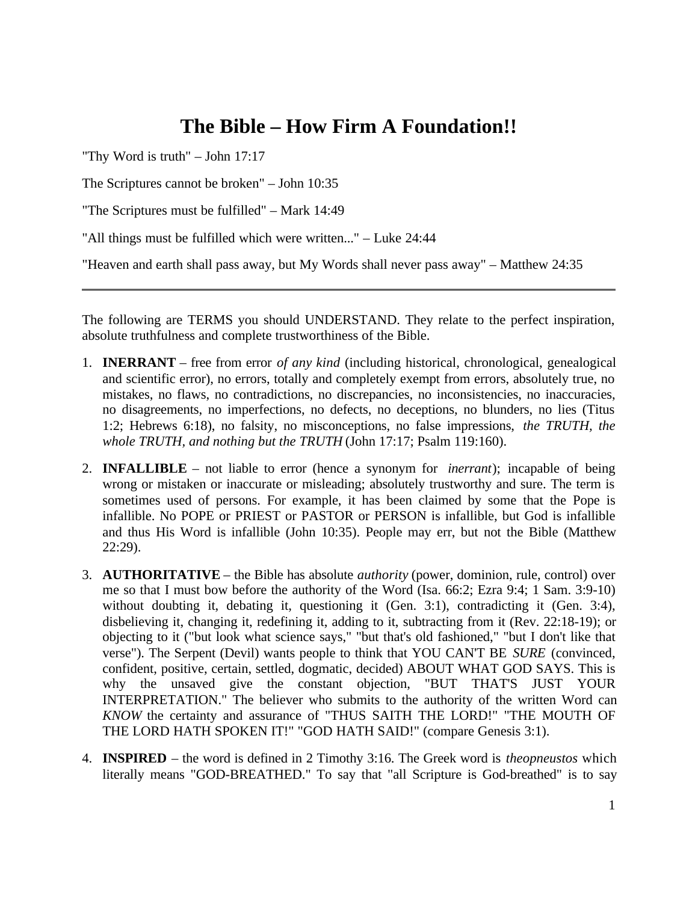# The Bible – How Firm A Foundation!!

"Thy Word is truth" – John 17:17

The Scriptures cannot be broken" – John 10:35

"The Scriptures must be fulfilled" – Mark 14:49

"All things must be fulfilled which were written..." – Luke 24:44

"Heaven and earth shall pass away, but My Words shall never pass away" – Matthew 24:35

---

The following are TERMS you should UNDERSTAND. They relate to the perfect inspiration, absolute truthfulness and complete trustworthiness of the Bible.

1. **INERRANT** – free from error *of any kind* (including historical, chronological, genealogical and scientific error), no errors, totally and completely exempt from errors, absolutely true, no mistakes, no flaws, no contradictions, no discrepancies, no inconsistencies, no inaccuracies, no disagreements, no imperfections, no defects, no deceptions, no blunders, no lies (Titus 1:2; Hebrews 6:18), no falsity, no misconceptions, no false impressions, *the TRUTH, the whole TRUTH, and nothing but the TRUTH* (John 17:17; Psalm 119:160).

2. **INFALLIBLE** – not liable to error (hence a synonym for *inerrant*); incapable of being wrong or mistaken or inaccurate or misleading; absolutely trustworthy and sure. The term is sometimes used of persons. For example, it has been claimed by some that the Pope is infallible. No POPE or PRIEST or PASTOR or PERSON is infallible, but God is infallible and thus His Word is infallible (John 10:35). People may err, but not the Bible (Matthew 22:29).

3. **AUTHORITATIVE** – the Bible has absolute *authority* (power, dominion, rule, control) over me so that I must bow before the authority of the Word (Isa. 66:2; Ezra 9:4; 1 Sam. 3:9-10) without doubting it, debating it, questioning it (Gen. 3:1), contradicting it (Gen. 3:4), disbelieving it, changing it, redefining it, adding to it, subtracting from it (Rev. 22:18-19); or objecting to it ("but look what science says," "but that's old fashioned," "but I don't like that verse"). The Serpent (Devil) wants people to think that YOU CAN'T BE *SURE* (convinced, confident, positive, certain, settled, dogmatic, decided) ABOUT WHAT GOD SAYS. This is why the unsaved give the constant objection, "BUT THAT'S JUST YOUR INTERPRETATION." The believer who submits to the authority of the written Word can *KNOW* the certainty and assurance of "THUS SAITH THE LORD!" "THE MOUTH OF THE LORD HATH SPOKEN IT!" "GOD HATH SAID!" (compare Genesis 3:1).

4. **INSPIRED** – the word is defined in 2 Timothy 3:16. The Greek word is *theopneustos* which literally means "GOD-BREATHED." To say that "all Scripture is God-breathed" is to say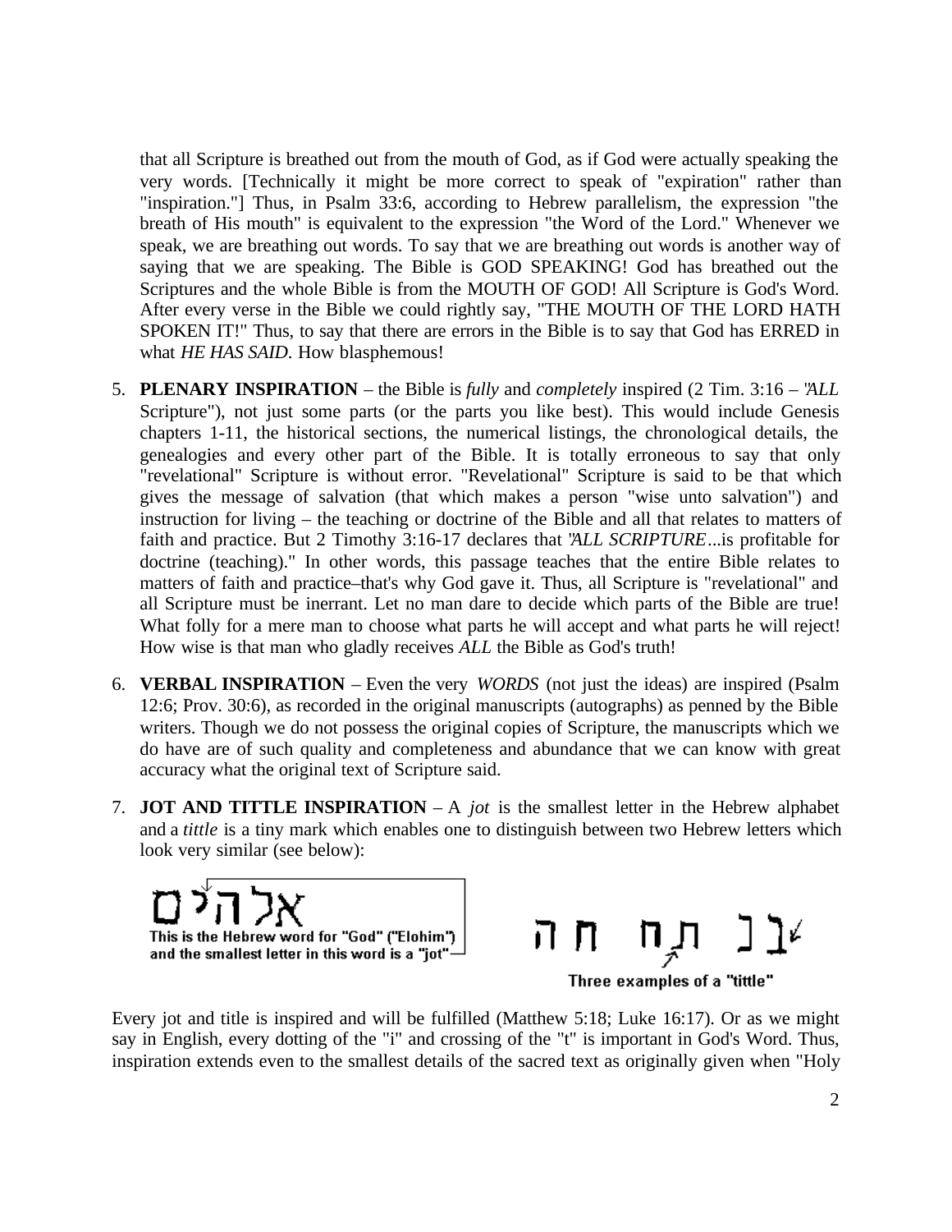that all Scripture is breathed out from the mouth of God, as if God were actually speaking the very words. [Technically it might be more correct to speak of "expiration" rather than "inspiration."] Thus, in Psalm 33:6, according to Hebrew parallelism, the expression "the breath of His mouth" is equivalent to the expression "the Word of the Lord." Whenever we speak, we are breathing out words. To say that we are breathing out words is another way of saying that we are speaking. The Bible is GOD SPEAKING! God has breathed out the Scriptures and the whole Bible is from the MOUTH OF GOD! All Scripture is God's Word. After every verse in the Bible we could rightly say, "THE MOUTH OF THE LORD HATH SPOKEN IT!" Thus, to say that there are errors in the Bible is to say that God has ERRED in what *HE HAS SAID*. How blasphemous!

5. **PLENARY INSPIRATION** – the Bible is *fully* and *completely* inspired (2 Tim. 3:16 – "*ALL* Scripture"), not just some parts (or the parts you like best). This would include Genesis chapters 1-11, the historical sections, the numerical listings, the chronological details, the genealogies and every other part of the Bible. It is totally erroneous to say that only "revelational" Scripture is without error. "Revelational" Scripture is said to be that which gives the message of salvation (that which makes a person "wise unto salvation") and instruction for living – the teaching or doctrine of the Bible and all that relates to matters of faith and practice. But 2 Timothy 3:16-17 declares that "*ALL SCRIPTURE*...is profitable for doctrine (teaching)." In other words, this passage teaches that the entire Bible relates to matters of faith and practice–that's why God gave it. Thus, all Scripture is "revelational" and all Scripture must be inerrant. Let no man dare to decide which parts of the Bible are true! What folly for a mere man to choose what parts he will accept and what parts he will reject! How wise is that man who gladly receives *ALL* the Bible as God's truth!

6. **VERBAL INSPIRATION** – Even the very *WORDS* (not just the ideas) are inspired (Psalm 12:6; Prov. 30:6), as recorded in the original manuscripts (autographs) as penned by the Bible writers. Though we do not possess the original copies of Scripture, the manuscripts which we do have are of such quality and completeness and abundance that we can know with great accuracy what the original text of Scripture said.

7. **JOT AND TITTLE INSPIRATION** – A *jot* is the smallest letter in the Hebrew alphabet and a *tittle* is a tiny mark which enables one to distinguish between two Hebrew letters which look very similar (see below):

אלהים
This is the Hebrew word for "God" ("Elohim") and the smallest letter in this word is a "jot"

ה ח ת ח ב כ
Three examples of a "tittle"

Every jot and title is inspired and will be fulfilled (Matthew 5:18; Luke 16:17). Or as we might say in English, every dotting of the "i" and crossing of the "t" is important in God's Word. Thus, inspiration extends even to the smallest details of the sacred text as originally given when "Holy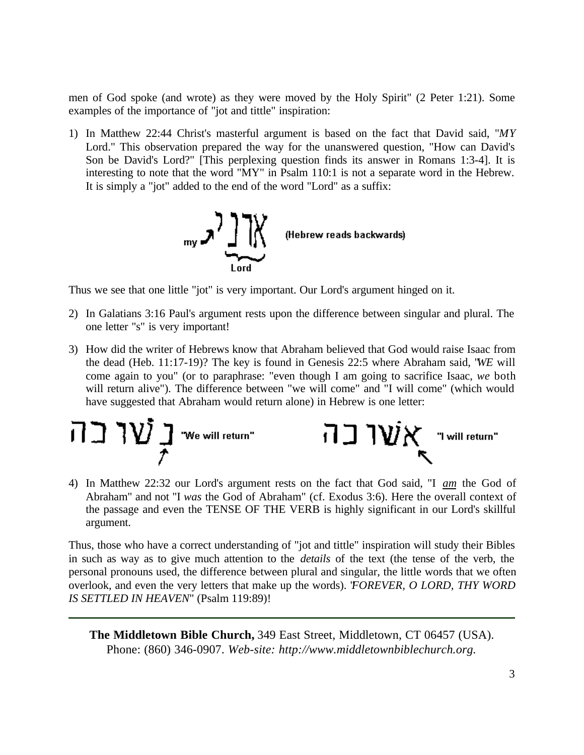men of God spoke (and wrote) as they were moved by the Holy Spirit" (2 Peter 1:21). Some examples of the importance of "jot and tittle" inspiration:

1) In Matthew 22:44 Christ's masterful argument is based on the fact that David said, "*MY* Lord." This observation prepared the way for the unanswered question, "How can David's Son be David's Lord?" [This perplexing question finds its answer in Romans 1:3-4]. It is interesting to note that the word "MY" in Psalm 110:1 is not a separate word in the Hebrew. It is simply a "jot" added to the end of the word "Lord" as a suffix:

אדני
my
Lord
(Hebrew reads backwards)

Thus we see that one little "jot" is very important. Our Lord's argument hinged on it.

2) In Galatians 3:16 Paul's argument rests upon the difference between singular and plural. The one letter "s" is very important!

3) How did the writer of Hebrews know that Abraham believed that God would raise Isaac from the dead (Heb. 11:17-19)? The key is found in Genesis 22:5 where Abraham said, "*WE* will come again to you" (or to paraphrase: "even though I am going to sacrifice Isaac, *we* both will return alive"). The difference between "we will come" and "I will come" (which would have suggested that Abraham would return alone) in Hebrew is one letter:

נָשׁוּבָה "We will return"

אָשׁוּבָה "I will return"

4) In Matthew 22:32 our Lord's argument rests on the fact that God said, "I *am* the God of Abraham" and not "I *was* the God of Abraham" (cf. Exodus 3:6). Here the overall context of the passage and even the TENSE OF THE VERB is highly significant in our Lord's skillful argument.

Thus, those who have a correct understanding of "jot and tittle" inspiration will study their Bibles in such as way as to give much attention to the *details* of the text (the tense of the verb, the personal pronouns used, the difference between plural and singular, the little words that we often overlook, and even the very letters that make up the words). "*FOREVER, O LORD, THY WORD IS SETTLED IN HEAVEN*" (Psalm 119:89)!

---

**The Middletown Bible Church,** 349 East Street, Middletown, CT 06457 (USA).
Phone: (860) 346-0907. *Web-site: http://www.middletownbiblechurch.org.*